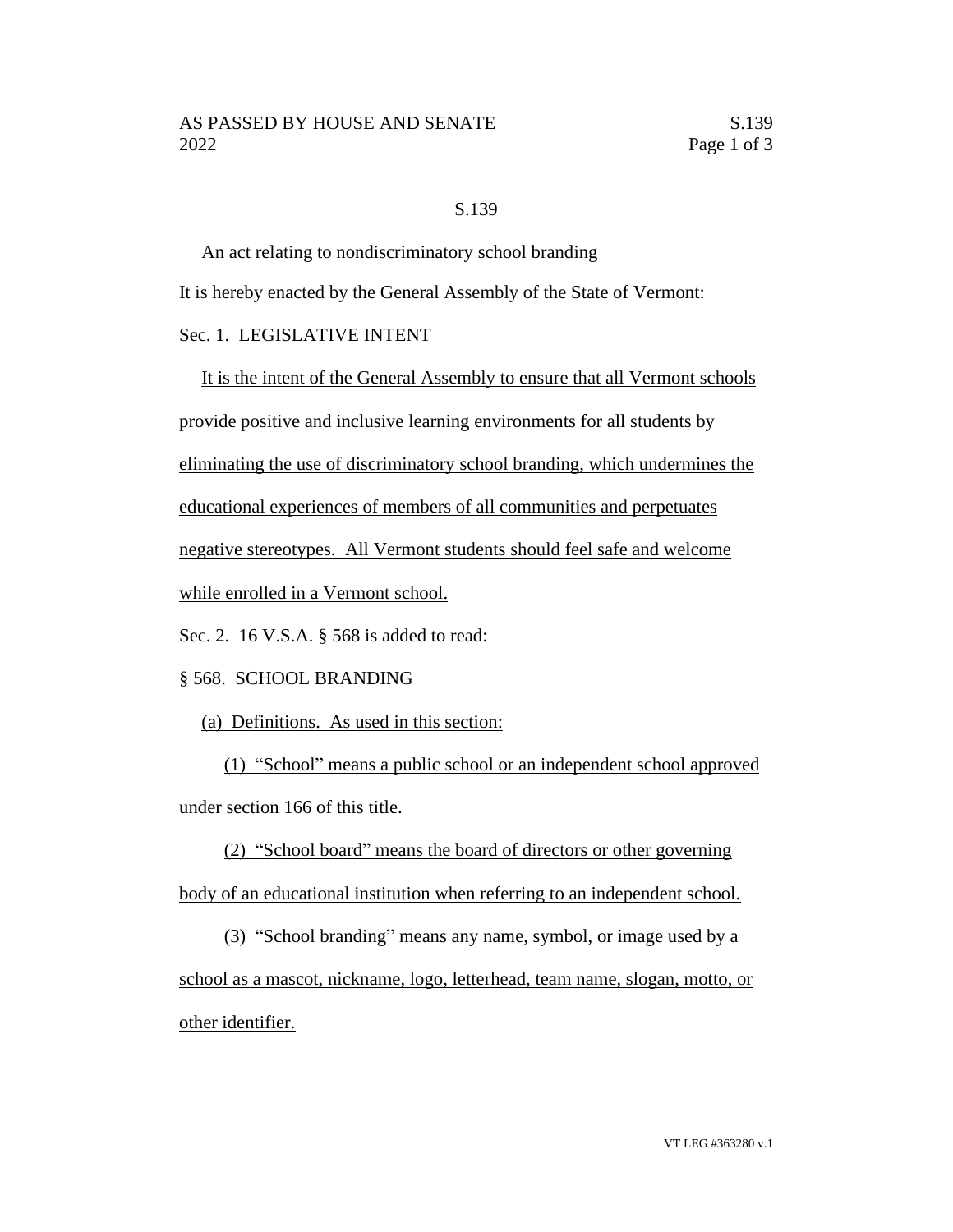S.139

An act relating to nondiscriminatory school branding

It is hereby enacted by the General Assembly of the State of Vermont:

Sec. 1. LEGISLATIVE INTENT

It is the intent of the General Assembly to ensure that all Vermont schools provide positive and inclusive learning environments for all students by eliminating the use of discriminatory school branding, which undermines the educational experiences of members of all communities and perpetuates negative stereotypes. All Vermont students should feel safe and welcome while enrolled in a Vermont school.

Sec. 2. 16 V.S.A. § 568 is added to read:

§ 568. SCHOOL BRANDING

(a) Definitions. As used in this section:

(1) "School" means a public school or an independent school approved under section 166 of this title.

(2) "School board" means the board of directors or other governing body of an educational institution when referring to an independent school.

(3) "School branding" means any name, symbol, or image used by a school as a mascot, nickname, logo, letterhead, team name, slogan, motto, or other identifier.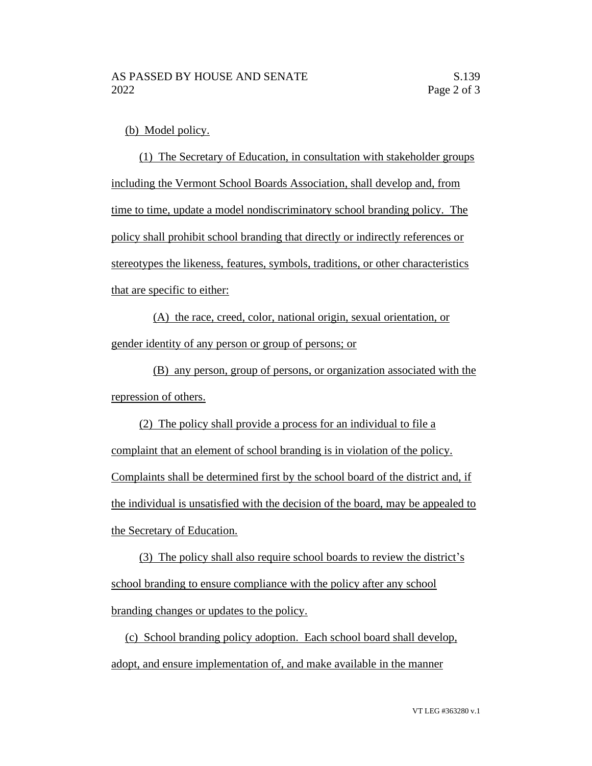(b) Model policy.

(1) The Secretary of Education, in consultation with stakeholder groups including the Vermont School Boards Association, shall develop and, from time to time, update a model nondiscriminatory school branding policy. The policy shall prohibit school branding that directly or indirectly references or stereotypes the likeness, features, symbols, traditions, or other characteristics that are specific to either:

(A) the race, creed, color, national origin, sexual orientation, or gender identity of any person or group of persons; or

(B) any person, group of persons, or organization associated with the repression of others.

(2) The policy shall provide a process for an individual to file a complaint that an element of school branding is in violation of the policy. Complaints shall be determined first by the school board of the district and, if the individual is unsatisfied with the decision of the board, may be appealed to the Secretary of Education.

(3) The policy shall also require school boards to review the district's school branding to ensure compliance with the policy after any school branding changes or updates to the policy.

(c) School branding policy adoption. Each school board shall develop, adopt, and ensure implementation of, and make available in the manner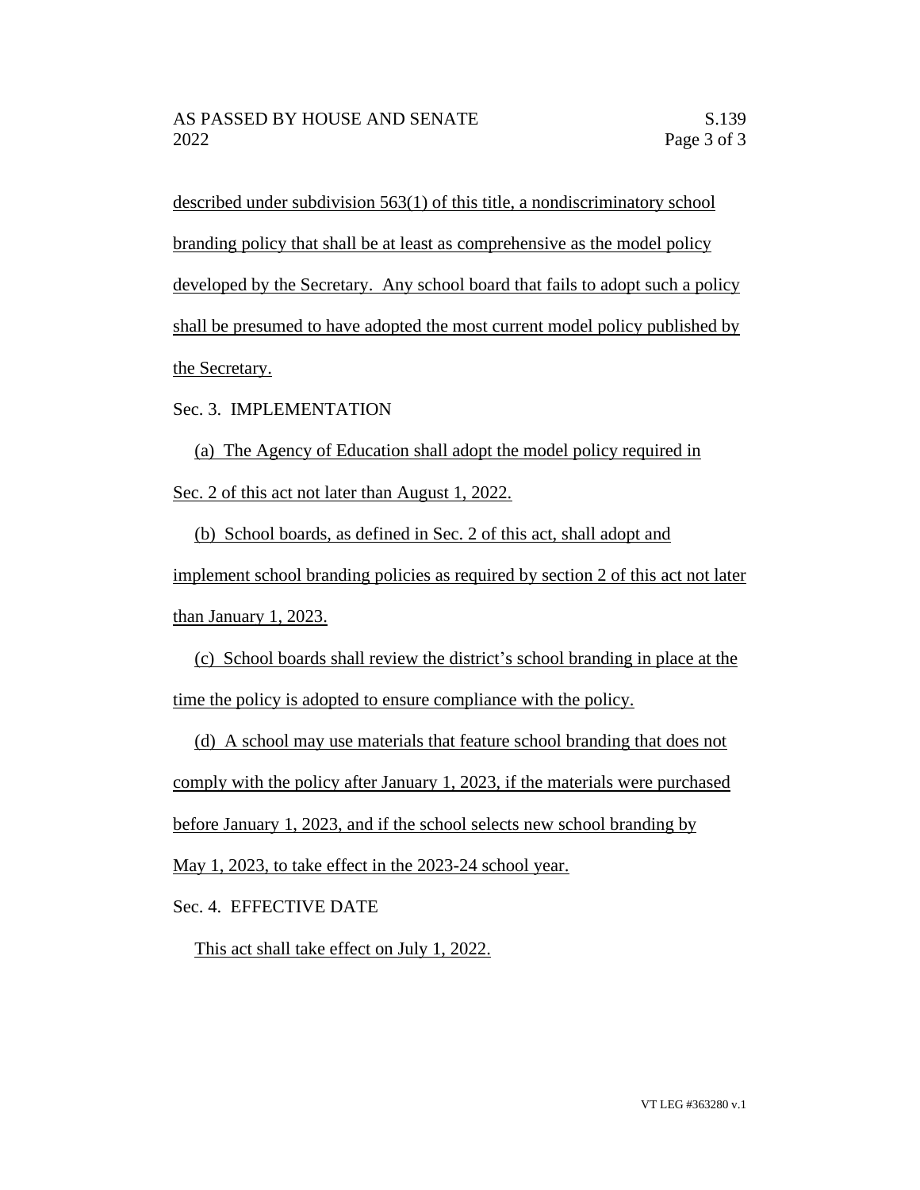described under subdivision 563(1) of this title, a nondiscriminatory school branding policy that shall be at least as comprehensive as the model policy developed by the Secretary. Any school board that fails to adopt such a policy shall be presumed to have adopted the most current model policy published by the Secretary.

Sec. 3. IMPLEMENTATION

(a) The Agency of Education shall adopt the model policy required in Sec. 2 of this act not later than August 1, 2022.

(b) School boards, as defined in Sec. 2 of this act, shall adopt and implement school branding policies as required by section 2 of this act not later than January 1, 2023.

(c) School boards shall review the district's school branding in place at the time the policy is adopted to ensure compliance with the policy.

(d) A school may use materials that feature school branding that does not comply with the policy after January 1, 2023, if the materials were purchased before January 1, 2023, and if the school selects new school branding by May 1, 2023, to take effect in the 2023-24 school year.

Sec. 4. EFFECTIVE DATE

This act shall take effect on July 1, 2022.